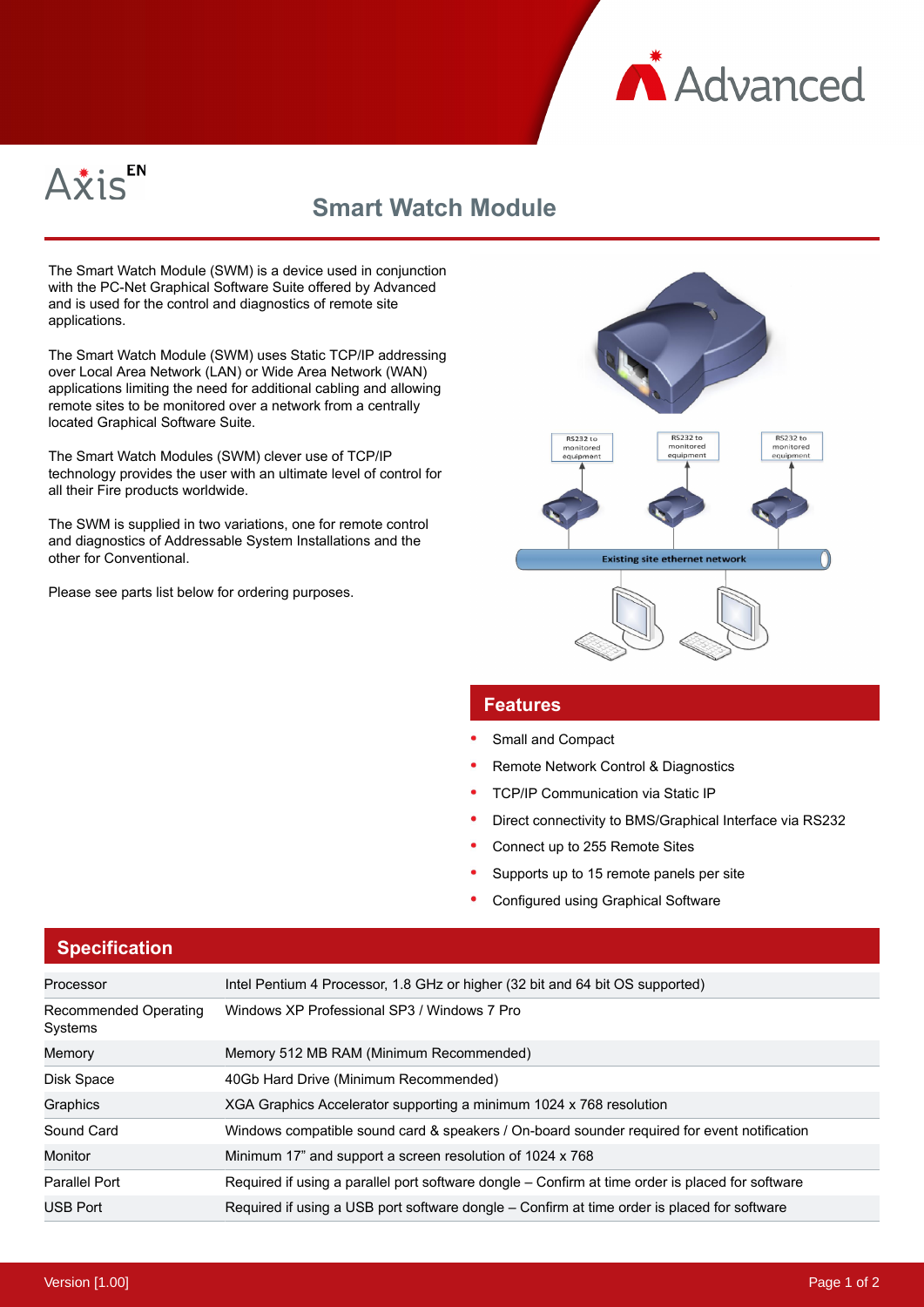Advanced

AxisEN

# Smart Watch Module

The Smart Watch Module (SWM) is a device used in conjunction with the PC-Net Graphical Software Suite offered by Advanced and is used for the control and diagnostics of remote site applications.

The Smart Watch Module (SWM) uses Static TCP/IP addressing over Local Area Network (LAN) or Wide Area Network (WAN) applications limiting the need for additional cabling and allowing remote sites to be monitored over a network from a centrally located Graphical Software Suite.

The Smart Watch Modules (SWM) clever use of TCP/IP technology provides the user with an ultimate level of control for all their Fire products worldwide.

The SWM is supplied in two variations, one for remote control and diagnostics of Addressable System Installations and the other for Conventional.

Please see parts list below for ordering purposes.

RS232 to monitored equipment

RS232 to monitored equipment

RS232 to monitored equipment

Existing site ethernet network

## Features

- Small and Compact
- Remote Network Control & Diagnostics
- TCP/IP Communication via Static IP
- Direct connectivity to BMS/Graphical Interface via RS232
- Connect up to 255 Remote Sites
- Supports up to 15 remote panels per site
- Configured using Graphical Software

## Specification

| | |
|---|---|
| Processor | Intel Pentium 4 Processor, 1.8 GHz or higher (32 bit and 64 bit OS supported) |
| Recommended Operating Systems | Windows XP Professional SP3 / Windows 7 Pro |
| Memory | Memory 512 MB RAM (Minimum Recommended) |
| Disk Space | 40Gb Hard Drive (Minimum Recommended) |
| Graphics | XGA Graphics Accelerator supporting a minimum 1024 x 768 resolution |
| Sound Card | Windows compatible sound card & speakers / On-board sounder required for event notification |
| Monitor | Minimum 17" and support a screen resolution of 1024 x 768 |
| Parallel Port | Required if using a parallel port software dongle – Confirm at time order is placed for software |
| USB Port | Required if using a USB port software dongle – Confirm at time order is placed for software |

Version [1.00]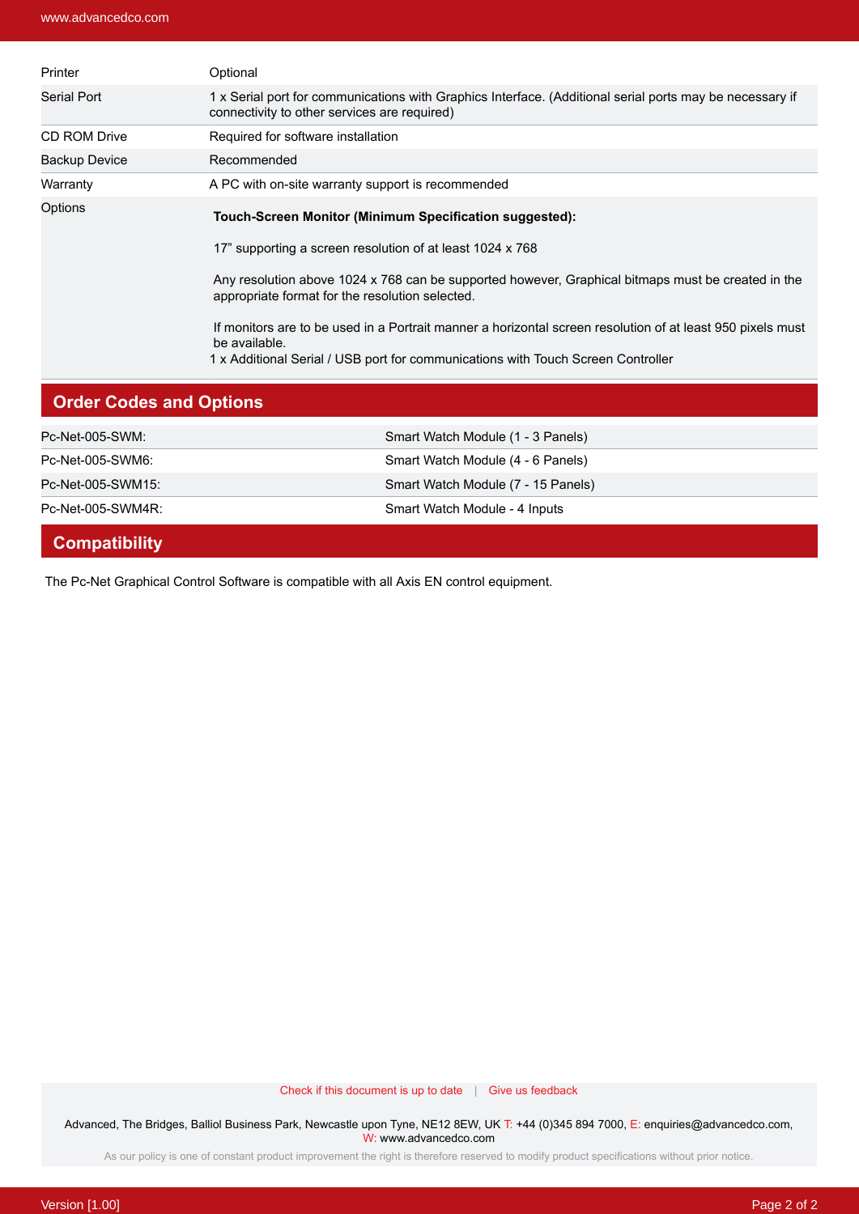| | |
|---|---|
| Printer | Optional |
| Serial Port | 1 x Serial port for communications with Graphics Interface. (Additional serial ports may be necessary if connectivity to other services are required) |
| CD ROM Drive | Required for software installation |
| Backup Device | Recommended |
| Warranty | A PC with on-site warranty support is recommended |
| Options | **Touch-Screen Monitor (Minimum Specification suggested):** 17” supporting a screen resolution of at least 1024 x 768. Any resolution above 1024 x 768 can be supported however, Graphical bitmaps must be created in the appropriate format for the resolution selected. If monitors are to be used in a Portrait manner a horizontal screen resolution of at least 950 pixels must be available. 1 x Additional Serial / USB port for communications with Touch Screen Controller |

## Order Codes and Options

| | |
|---|---|
| Pc-Net-005-SWM: | Smart Watch Module (1 - 3 Panels) |
| Pc-Net-005-SWM6: | Smart Watch Module (4 - 6 Panels) |
| Pc-Net-005-SWM15: | Smart Watch Module (7 - 15 Panels) |
| Pc-Net-005-SWM4R: | Smart Watch Module - 4 Inputs |

## Compatibility

The Pc-Net Graphical Control Software is compatible with all Axis EN control equipment.

Check if this document is up to date | Give us feedback

Advanced, The Bridges, Balliol Business Park, Newcastle upon Tyne, NE12 8EW, UK T: +44 (0)345 894 7000, E: enquiries@advancedco.com, W: www.advancedco.com

As our policy is one of constant product improvement the right is therefore reserved to modify product specifications without prior notice.

Version [1.00]